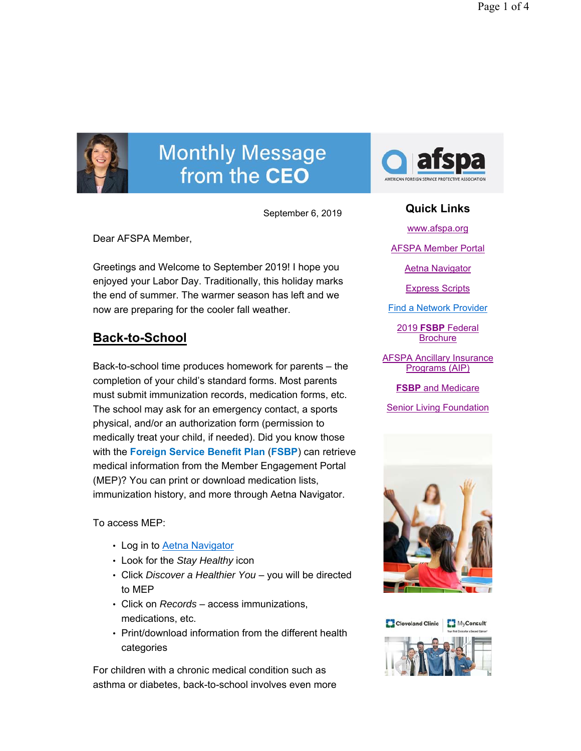# Monthly Message from the CEO

afspa
AMERICAN FOREIGN SERVICE PROTECTIVE ASSOCIATION

September 6, 2019

Dear AFSPA Member,

Greetings and Welcome to September 2019! I hope you enjoyed your Labor Day. Traditionally, this holiday marks the end of summer. The warmer season has left and we now are preparing for the cooler fall weather.

## Back-to-School

Back-to-school time produces homework for parents – the completion of your child's standard forms. Most parents must submit immunization records, medication forms, etc. The school may ask for an emergency contact, a sports physical, and/or an authorization form (permission to medically treat your child, if needed). Did you know those with the **Foreign Service Benefit Plan** (**FSBP**) can retrieve medical information from the Member Engagement Portal (MEP)? You can print or download medication lists, immunization history, and more through Aetna Navigator.

To access MEP:

- Log in to Aetna Navigator
- Look for the *Stay Healthy* icon
- Click *Discover a Healthier You* – you will be directed to MEP
- Click on *Records* – access immunizations, medications, etc.
- Print/download information from the different health categories

For children with a chronic medical condition such as asthma or diabetes, back-to-school involves even more

### Quick Links

- www.afspa.org
- AFSPA Member Portal
- Aetna Navigator
- Express Scripts
- Find a Network Provider
- 2019 **FSBP** Federal Brochure
- AFSPA Ancillary Insurance Programs (AIP)
- **FSBP** and Medicare
- Senior Living Foundation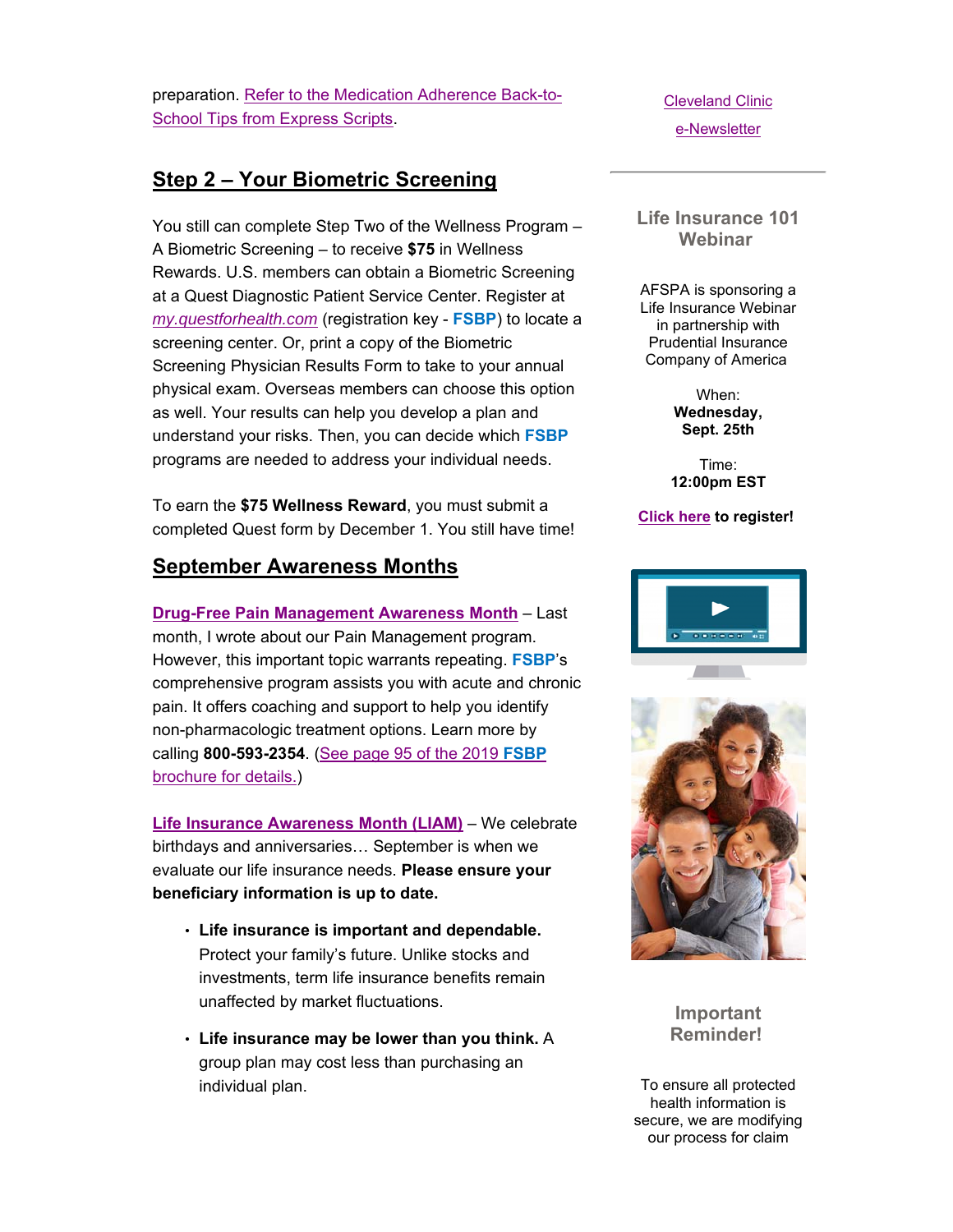preparation. Refer to the Medication Adherence Back-to-School Tips from Express Scripts.

## Step 2 – Your Biometric Screening

You still can complete Step Two of the Wellness Program – A Biometric Screening – to receive **$75** in Wellness Rewards. U.S. members can obtain a Biometric Screening at a Quest Diagnostic Patient Service Center. Register at *my.questforhealth.com* (registration key - **FSBP**) to locate a screening center. Or, print a copy of the Biometric Screening Physician Results Form to take to your annual physical exam. Overseas members can choose this option as well. Your results can help you develop a plan and understand your risks. Then, you can decide which **FSBP** programs are needed to address your individual needs.

To earn the **$75 Wellness Reward**, you must submit a completed Quest form by December 1. You still have time!

## September Awareness Months

**Drug-Free Pain Management Awareness Month** – Last month, I wrote about our Pain Management program. However, this important topic warrants repeating. **FSBP**'s comprehensive program assists you with acute and chronic pain. It offers coaching and support to help you identify non-pharmacologic treatment options. Learn more by calling **800-593-2354**. (See page 95 of the 2019 **FSBP** brochure for details.)

**Life Insurance Awareness Month (LIAM)** – We celebrate birthdays and anniversaries… September is when we evaluate our life insurance needs. **Please ensure your beneficiary information is up to date.**

- **Life insurance is important and dependable.** Protect your family's future. Unlike stocks and investments, term life insurance benefits remain unaffected by market fluctuations.
- **Life insurance may be lower than you think.** A group plan may cost less than purchasing an individual plan.

Cleveland Clinic e-Newsletter

---

### Life Insurance 101 Webinar

AFSPA is sponsoring a Life Insurance Webinar in partnership with Prudential Insurance Company of America

When:
**Wednesday, Sept. 25th**

Time:
**12:00pm EST**

**Click here to register!**

### Important Reminder!

To ensure all protected health information is secure, we are modifying our process for claim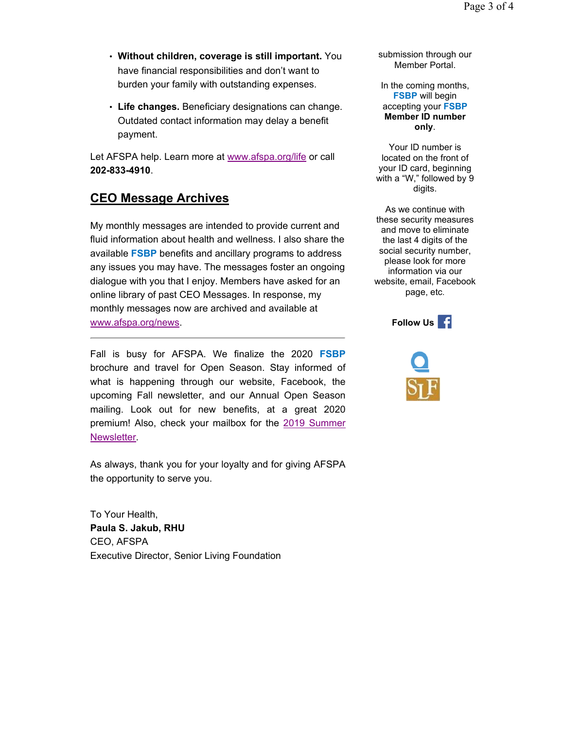- **Without children, coverage is still important.** You have financial responsibilities and don't want to burden your family with outstanding expenses.
- **Life changes.** Beneficiary designations can change. Outdated contact information may delay a benefit payment.

Let AFSPA help. Learn more at www.afspa.org/life or call **202-833-4910**.

## CEO Message Archives

My monthly messages are intended to provide current and fluid information about health and wellness. I also share the available **FSBP** benefits and ancillary programs to address any issues you may have. The messages foster an ongoing dialogue with you that I enjoy. Members have asked for an online library of past CEO Messages. In response, my monthly messages now are archived and available at www.afspa.org/news.

---

Fall is busy for AFSPA. We finalize the 2020 **FSBP** brochure and travel for Open Season. Stay informed of what is happening through our website, Facebook, the upcoming Fall newsletter, and our Annual Open Season mailing. Look out for new benefits, at a great 2020 premium! Also, check your mailbox for the 2019 Summer Newsletter.

As always, thank you for your loyalty and for giving AFSPA the opportunity to serve you.

To Your Health,
**Paula S. Jakub, RHU**
CEO, AFSPA
Executive Director, Senior Living Foundation

submission through our Member Portal.

In the coming months, **FSBP** will begin accepting your **FSBP** **Member ID number only**.

Your ID number is located on the front of your ID card, beginning with a "W," followed by 9 digits.

As we continue with these security measures and move to eliminate the last 4 digits of the social security number, please look for more information via our website, email, Facebook page, etc.

**Follow Us**